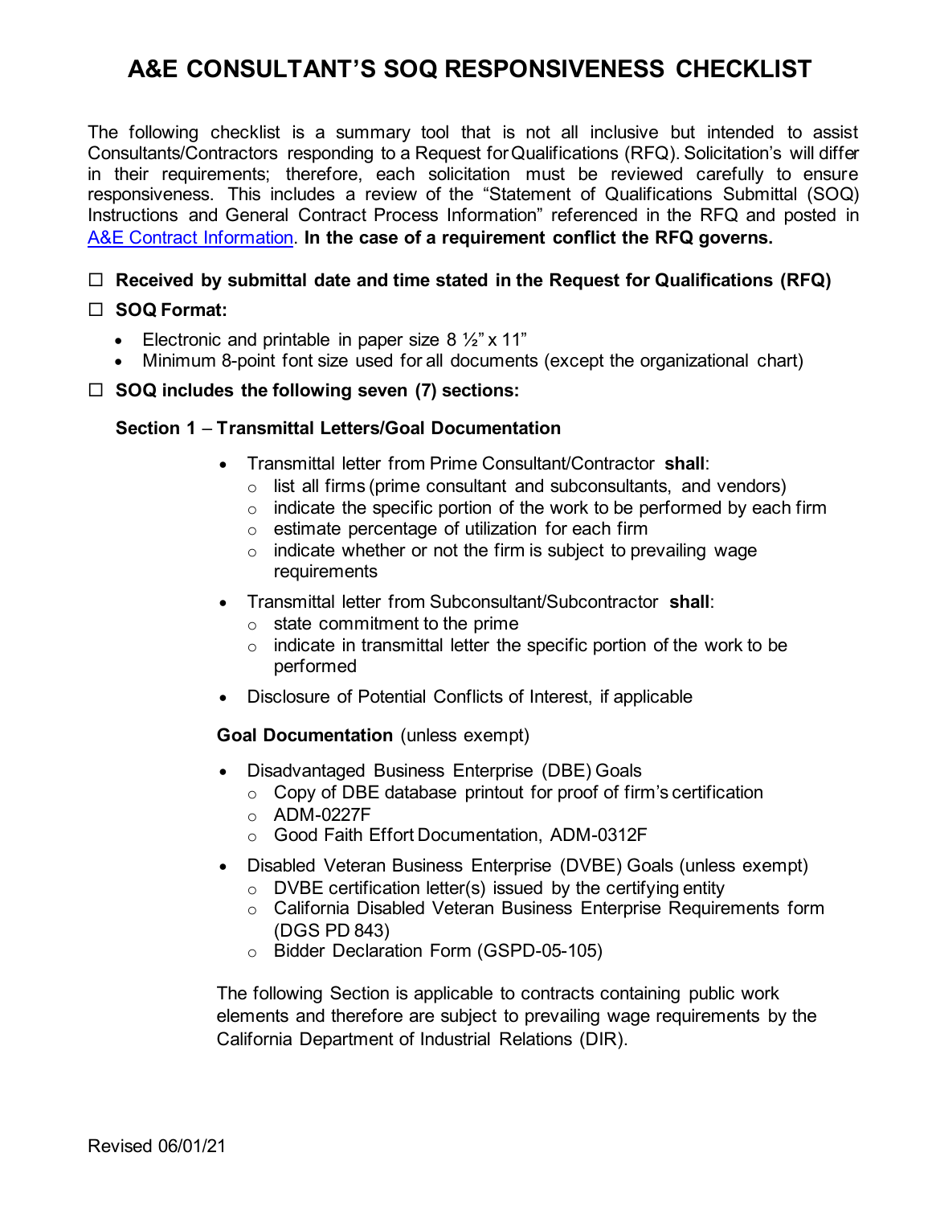# A&E CONSULTANT'S SOQ RESPONSIVENESS CHECKLIST

The following checklist is a summary tool that is not all inclusive but intended to assist Consultants/Contractors responding to a Request for Qualifications (RFQ). Solicitation's will differ in their requirements; therefore, each solicitation must be reviewed carefully to ensure responsiveness. This includes a review of the "Statement of Qualifications Submittal (SOQ) Instructions and General Contract Process Information" referenced in the RFQ and posted in A&E Contract Information. **In the case of a requirement conflict the RFQ governs.**

☐ **Received by submittal date and time stated in the Request for Qualifications (RFQ)**

☐ **SOQ Format:**

- Electronic and printable in paper size 8 ½" x 11"
- Minimum 8-point font size used for all documents (except the organizational chart)

☐ **SOQ includes the following seven (7) sections:**

**Section 1 – Transmittal Letters/Goal Documentation**

- Transmittal letter from Prime Consultant/Contractor **shall**:
  - list all firms (prime consultant and subconsultants, and vendors)
  - indicate the specific portion of the work to be performed by each firm
  - estimate percentage of utilization for each firm
  - indicate whether or not the firm is subject to prevailing wage requirements
- Transmittal letter from Subconsultant/Subcontractor **shall**:
  - state commitment to the prime
  - indicate in transmittal letter the specific portion of the work to be performed
- Disclosure of Potential Conflicts of Interest, if applicable

**Goal Documentation** (unless exempt)

- Disadvantaged Business Enterprise (DBE) Goals
  - Copy of DBE database printout for proof of firm's certification
  - ADM-0227F
  - Good Faith Effort Documentation, ADM-0312F
- Disabled Veteran Business Enterprise (DVBE) Goals (unless exempt)
  - DVBE certification letter(s) issued by the certifying entity
  - California Disabled Veteran Business Enterprise Requirements form (DGS PD 843)
  - Bidder Declaration Form (GSPD-05-105)

The following Section is applicable to contracts containing public work elements and therefore are subject to prevailing wage requirements by the California Department of Industrial Relations (DIR).

Revised 06/01/21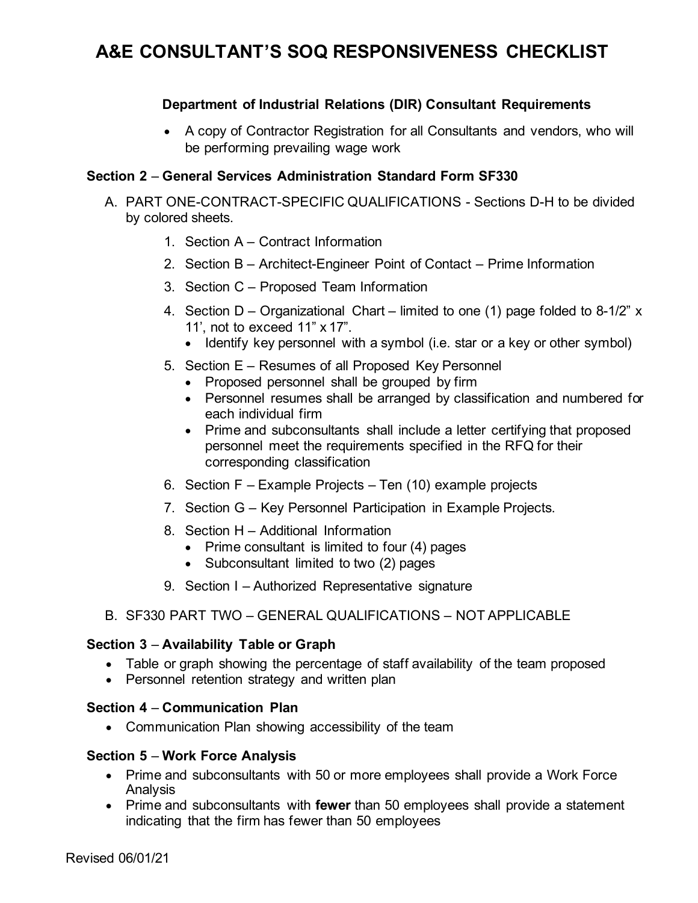# A&E CONSULTANT'S SOQ RESPONSIVENESS CHECKLIST

**Department of Industrial Relations (DIR) Consultant Requirements**

- A copy of Contractor Registration for all Consultants and vendors, who will be performing prevailing wage work

**Section 2 – General Services Administration Standard Form SF330**

A. PART ONE-CONTRACT-SPECIFIC QUALIFICATIONS - Sections D-H to be divided by colored sheets.

1. Section A – Contract Information
2. Section B – Architect-Engineer Point of Contact – Prime Information
3. Section C – Proposed Team Information
4. Section D – Organizational Chart – limited to one (1) page folded to 8-1/2" x 11', not to exceed 11" x 17".
   - Identify key personnel with a symbol (i.e. star or a key or other symbol)
5. Section E – Resumes of all Proposed Key Personnel
   - Proposed personnel shall be grouped by firm
   - Personnel resumes shall be arranged by classification and numbered for each individual firm
   - Prime and subconsultants shall include a letter certifying that proposed personnel meet the requirements specified in the RFQ for their corresponding classification
6. Section F – Example Projects – Ten (10) example projects
7. Section G – Key Personnel Participation in Example Projects.
8. Section H – Additional Information
   - Prime consultant is limited to four (4) pages
   - Subconsultant limited to two (2) pages
9. Section I – Authorized Representative signature

B. SF330 PART TWO – GENERAL QUALIFICATIONS – NOT APPLICABLE

**Section 3 – Availability Table or Graph**

- Table or graph showing the percentage of staff availability of the team proposed
- Personnel retention strategy and written plan

**Section 4 – Communication Plan**

- Communication Plan showing accessibility of the team

**Section 5 – Work Force Analysis**

- Prime and subconsultants with 50 or more employees shall provide a Work Force Analysis
- Prime and subconsultants with **fewer** than 50 employees shall provide a statement indicating that the firm has fewer than 50 employees

Revised 06/01/21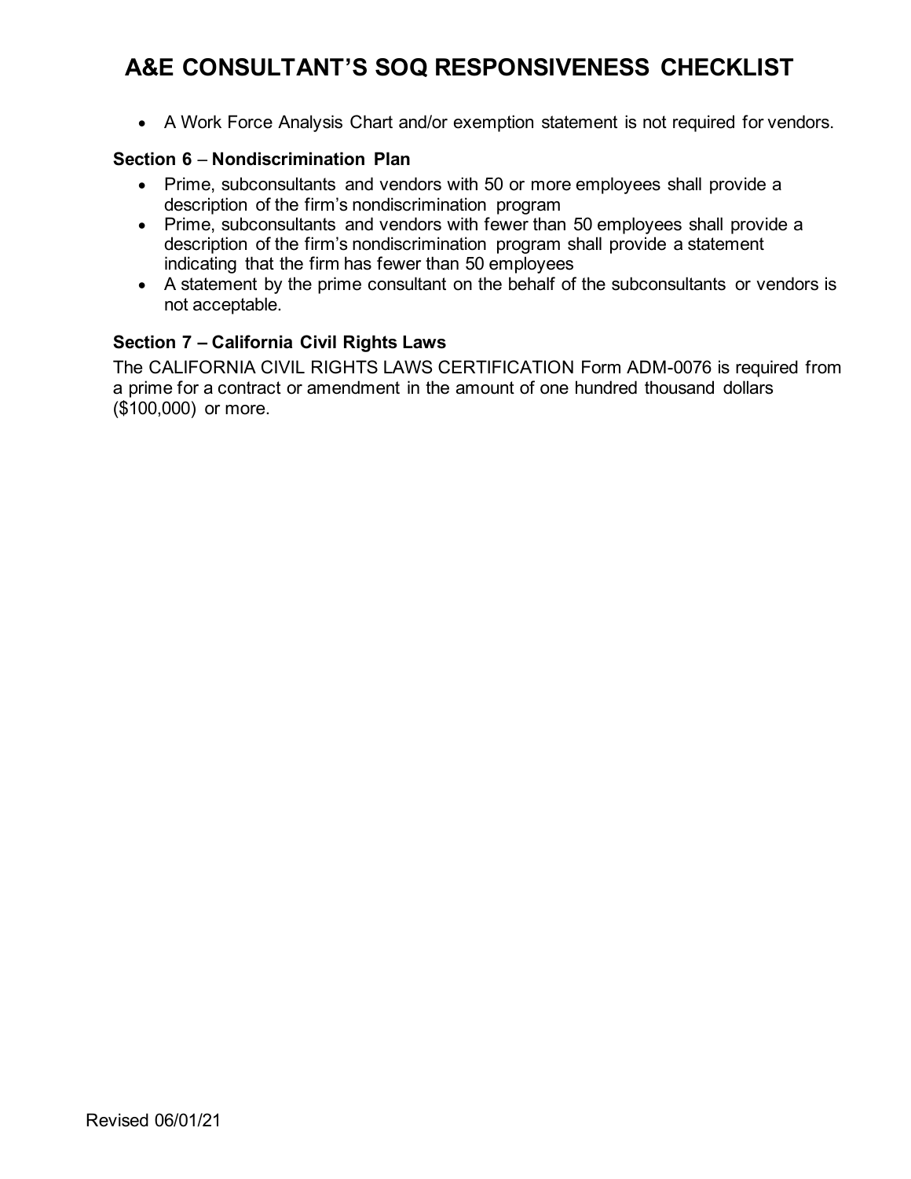# A&E CONSULTANT'S SOQ RESPONSIVENESS CHECKLIST

- A Work Force Analysis Chart and/or exemption statement is not required for vendors.

### Section 6 – Nondiscrimination Plan

- Prime, subconsultants and vendors with 50 or more employees shall provide a description of the firm's nondiscrimination program
- Prime, subconsultants and vendors with fewer than 50 employees shall provide a description of the firm's nondiscrimination program shall provide a statement indicating that the firm has fewer than 50 employees
- A statement by the prime consultant on the behalf of the subconsultants or vendors is not acceptable.

### Section 7 – California Civil Rights Laws

The CALIFORNIA CIVIL RIGHTS LAWS CERTIFICATION Form ADM-0076 is required from a prime for a contract or amendment in the amount of one hundred thousand dollars ($100,000) or more.

Revised 06/01/21